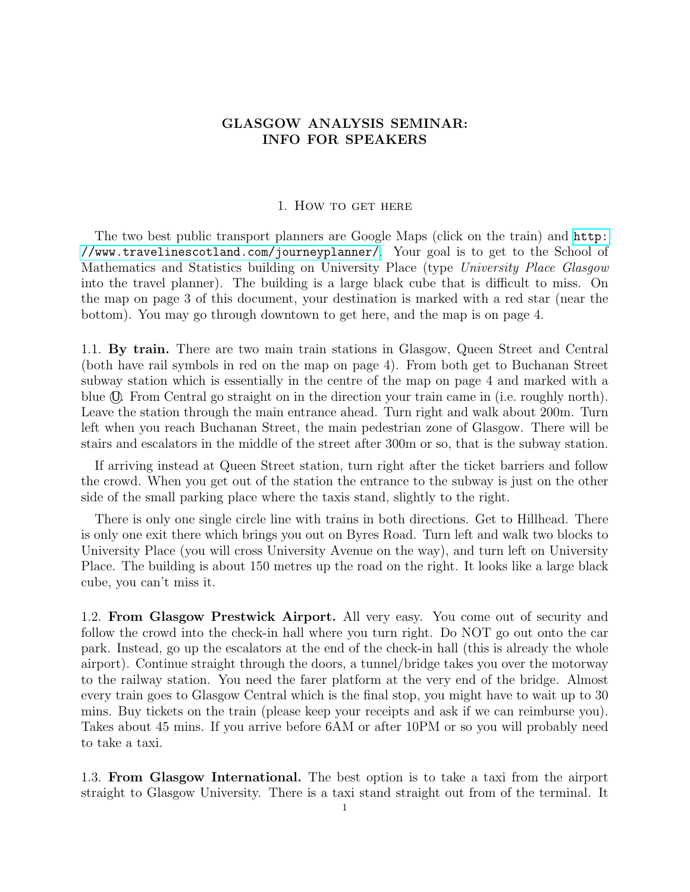# GLASGOW ANALYSIS SEMINAR: INFO FOR SPEAKERS

## 1. How to get here

The two best public transport planners are Google Maps (click on the train) and http://www.travelinescotland.com/journeyplanner/. Your goal is to get to the School of Mathematics and Statistics building on University Place (type *University Place Glasgow* into the travel planner). The building is a large black cube that is difficult to miss. On the map on page 3 of this document, your destination is marked with a red star (near the bottom). You may go through downtown to get here, and the map is on page 4.

### 1.1. By train.

There are two main train stations in Glasgow, Queen Street and Central (both have rail symbols in red on the map on page 4). From both get to Buchanan Street subway station which is essentially in the centre of the map on page 4 and marked with a blue Ⓤ. From Central go straight on in the direction your train came in (i.e. roughly north). Leave the station through the main entrance ahead. Turn right and walk about 200m. Turn left when you reach Buchanan Street, the main pedestrian zone of Glasgow. There will be stairs and escalators in the middle of the street after 300m or so, that is the subway station.

If arriving instead at Queen Street station, turn right after the ticket barriers and follow the crowd. When you get out of the station the entrance to the subway is just on the other side of the small parking place where the taxis stand, slightly to the right.

There is only one single circle line with trains in both directions. Get to Hillhead. There is only one exit there which brings you out on Byres Road. Turn left and walk two blocks to University Place (you will cross University Avenue on the way), and turn left on University Place. The building is about 150 metres up the road on the right. It looks like a large black cube, you can't miss it.

### 1.2. From Glasgow Prestwick Airport.

All very easy. You come out of security and follow the crowd into the check-in hall where you turn right. Do NOT go out onto the car park. Instead, go up the escalators at the end of the check-in hall (this is already the whole airport). Continue straight through the doors, a tunnel/bridge takes you over the motorway to the railway station. You need the farer platform at the very end of the bridge. Almost every train goes to Glasgow Central which is the final stop, you might have to wait up to 30 mins. Buy tickets on the train (please keep your receipts and ask if we can reimburse you). Takes about 45 mins. If you arrive before 6AM or after 10PM or so you will probably need to take a taxi.

### 1.3. From Glasgow International.

The best option is to take a taxi from the airport straight to Glasgow University. There is a taxi stand straight out from of the terminal. It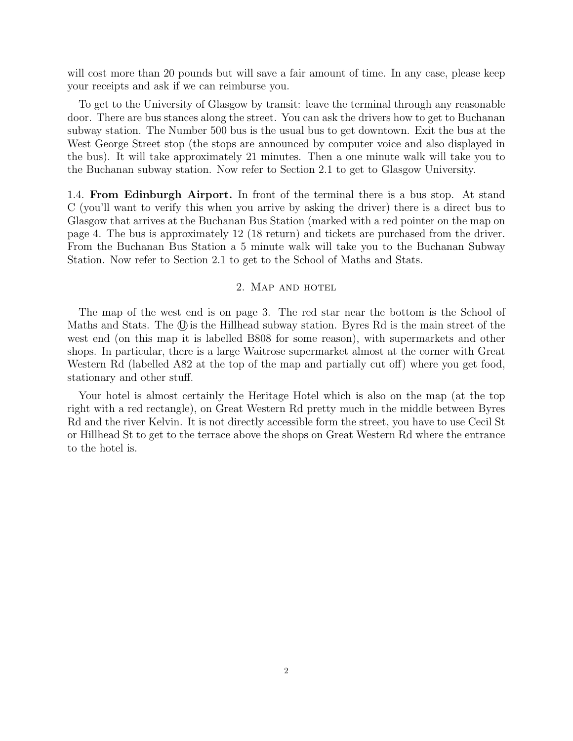will cost more than 20 pounds but will save a fair amount of time. In any case, please keep your receipts and ask if we can reimburse you.

To get to the University of Glasgow by transit: leave the terminal through any reasonable door. There are bus stances along the street. You can ask the drivers how to get to Buchanan subway station. The Number 500 bus is the usual bus to get downtown. Exit the bus at the West George Street stop (the stops are announced by computer voice and also displayed in the bus). It will take approximately 21 minutes. Then a one minute walk will take you to the Buchanan subway station. Now refer to Section 2.1 to get to Glasgow University.

1.4. **From Edinburgh Airport.** In front of the terminal there is a bus stop. At stand C (you'll want to verify this when you arrive by asking the driver) there is a direct bus to Glasgow that arrives at the Buchanan Bus Station (marked with a red pointer on the map on page 4. The bus is approximately 12 (18 return) and tickets are purchased from the driver. From the Buchanan Bus Station a 5 minute walk will take you to the Buchanan Subway Station. Now refer to Section 2.1 to get to the School of Maths and Stats.

## 2. Map and hotel

The map of the west end is on page 3. The red star near the bottom is the School of Maths and Stats. The Ⓤ is the Hillhead subway station. Byres Rd is the main street of the west end (on this map it is labelled B808 for some reason), with supermarkets and other shops. In particular, there is a large Waitrose supermarket almost at the corner with Great Western Rd (labelled A82 at the top of the map and partially cut off) where you get food, stationary and other stuff.

Your hotel is almost certainly the Heritage Hotel which is also on the map (at the top right with a red rectangle), on Great Western Rd pretty much in the middle between Byres Rd and the river Kelvin. It is not directly accessible form the street, you have to use Cecil St or Hillhead St to get to the terrace above the shops on Great Western Rd where the entrance to the hotel is.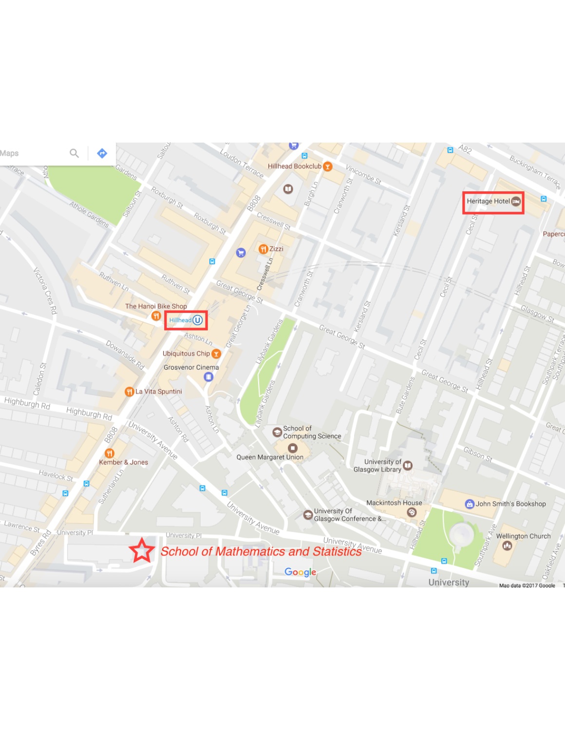Heritage Hotel

Hillhead

School of Mathematics and Statistics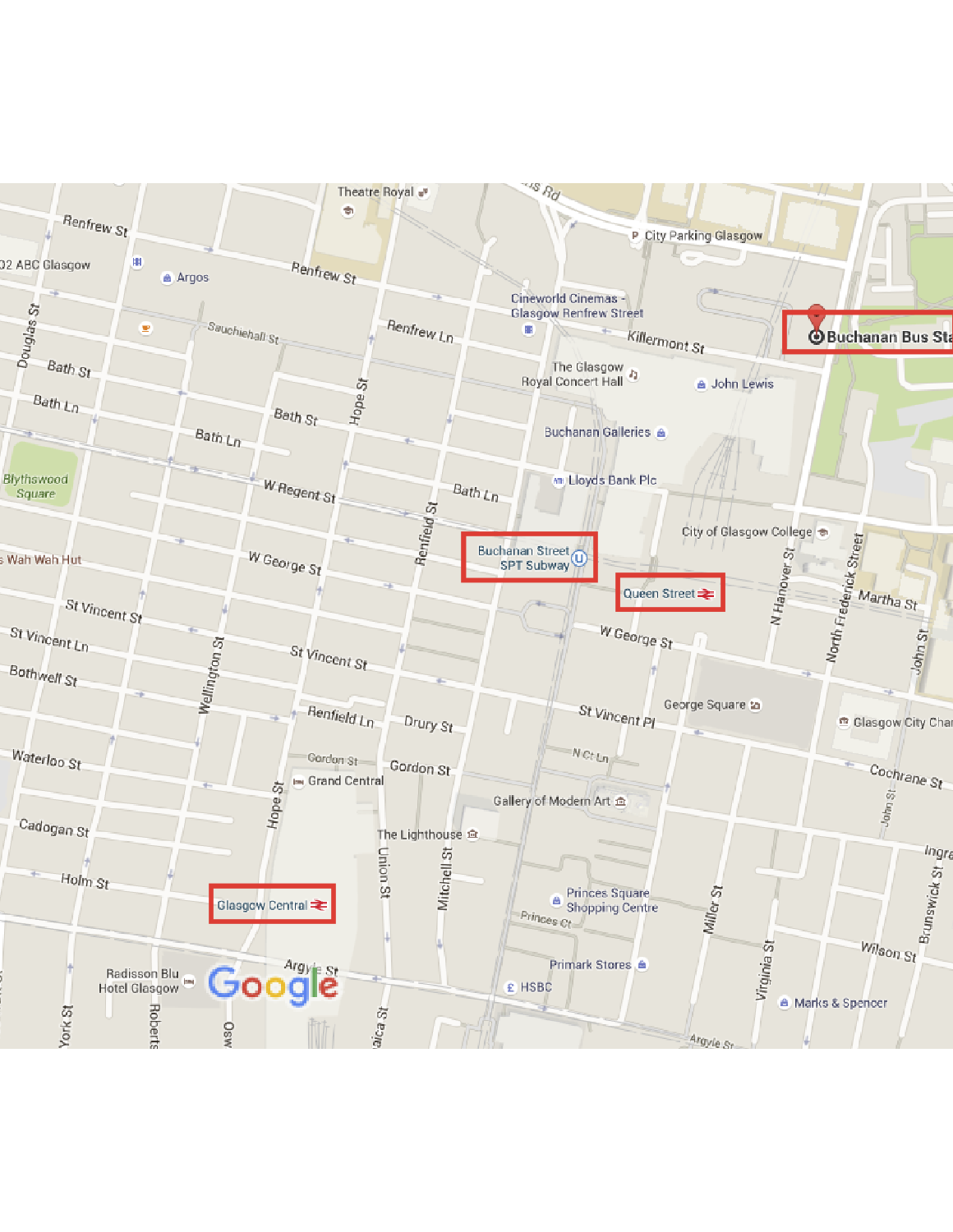Theatre Royal

Renfrew St

City Parking Glasgow

O2 ABC Glasgow

Argos

Cineworld Cinemas - Glasgow Renfrew Street

Sauchiehall St

Renfrew Ln

Killermont St

Buchanan Bus Sta

Douglas St

Bath St

The Glasgow Royal Concert Hall

John Lewis

Bath Ln

Hope St

Buchanan Galleries

Blythswood Square

W Regent St

Bath Ln

Lloyds Bank Plc

City of Glasgow College

Wah Wah Hut

W George St

Renfield St

Buchanan Street SPT Subway

Queen Street

N Hanover St

North Frederick Street

Martha St

St Vincent St

W George St

John St

St Vincent Ln

Wellington St

St Vincent St

Bothwell St

George Square

Glasgow City Chan

Renfield Ln

Drury St

St Vincent Pl

Waterloo St

Gordon St

Gordon St

N Ct Ln

Cochrane St

Grand Central

Gallery of Modern Art

Cadogan St

Hope St

The Lighthouse

Ingra

Holm St

Union St

Mitchell St

Princes Square Shopping Centre

Miller St

Brunswick St

Glasgow Central

Princes Ct

Wilson St

Radisson Blu Hotel Glasgow

Argyle St

Primark Stores

Virginia St

HSBC

Marks & Spencer

York St

Robertson St

Oswald St

Jamaica St

Argyle St